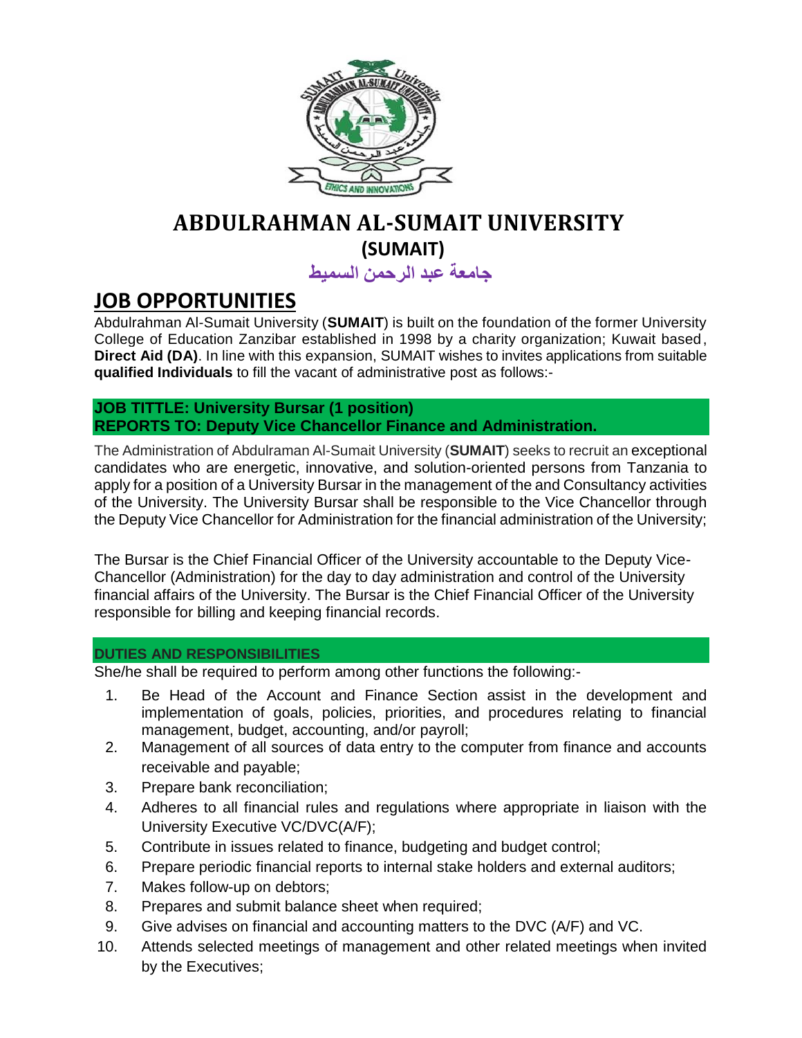# ABDULRAHMAN AL-SUMAIT UNIVERSITY

## (SUMAIT)

## جامعة عبد الرحمن السميط

## JOB OPPORTUNITIES

Abdulrahman Al-Sumait University (**SUMAIT**) is built on the foundation of the former University College of Education Zanzibar established in 1998 by a charity organization; Kuwait based, **Direct Aid (DA)**. In line with this expansion, SUMAIT wishes to invites applications from suitable **qualified Individuals** to fill the vacant of administrative post as follows:-

**JOB TITTLE: University Bursar (1 position)**
**REPORTS TO: Deputy Vice Chancellor Finance and Administration.**

The Administration of Abdulraman Al-Sumait University (**SUMAIT**) seeks to recruit an exceptional candidates who are energetic, innovative, and solution-oriented persons from Tanzania to apply for a position of a University Bursar in the management of the and Consultancy activities of the University. The University Bursar shall be responsible to the Vice Chancellor through the Deputy Vice Chancellor for Administration for the financial administration of the University;

The Bursar is the Chief Financial Officer of the University accountable to the Deputy Vice-Chancellor (Administration) for the day to day administration and control of the University financial affairs of the University. The Bursar is the Chief Financial Officer of the University responsible for billing and keeping financial records.

**DUTIES AND RESPONSIBILITIES**

She/he shall be required to perform among other functions the following:-

1. Be Head of the Account and Finance Section assist in the development and implementation of goals, policies, priorities, and procedures relating to financial management, budget, accounting, and/or payroll;
2. Management of all sources of data entry to the computer from finance and accounts receivable and payable;
3. Prepare bank reconciliation;
4. Adheres to all financial rules and regulations where appropriate in liaison with the University Executive VC/DVC(A/F);
5. Contribute in issues related to finance, budgeting and budget control;
6. Prepare periodic financial reports to internal stake holders and external auditors;
7. Makes follow-up on debtors;
8. Prepares and submit balance sheet when required;
9. Give advises on financial and accounting matters to the DVC (A/F) and VC.
10. Attends selected meetings of management and other related meetings when invited by the Executives;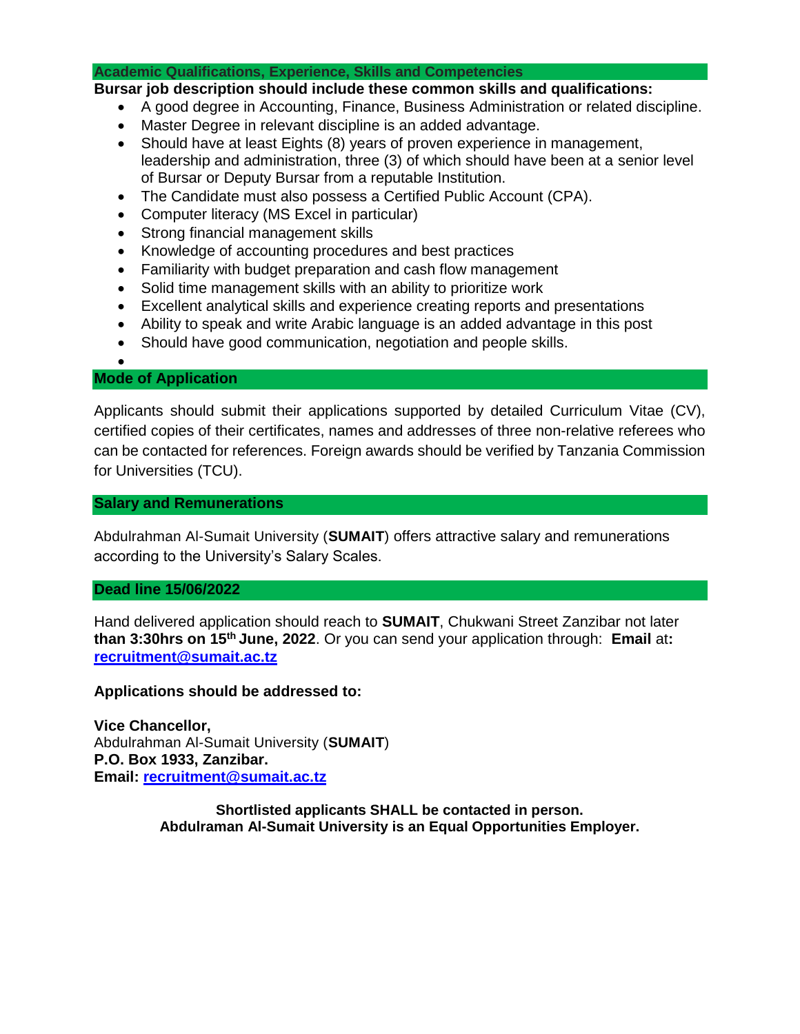## Academic Qualifications, Experience, Skills and Competencies

**Bursar job description should include these common skills and qualifications:**

- A good degree in Accounting, Finance, Business Administration or related discipline.
- Master Degree in relevant discipline is an added advantage.
- Should have at least Eights (8) years of proven experience in management, leadership and administration, three (3) of which should have been at a senior level of Bursar or Deputy Bursar from a reputable Institution.
- The Candidate must also possess a Certified Public Account (CPA).
- Computer literacy (MS Excel in particular)
- Strong financial management skills
- Knowledge of accounting procedures and best practices
- Familiarity with budget preparation and cash flow management
- Solid time management skills with an ability to prioritize work
- Excellent analytical skills and experience creating reports and presentations
- Ability to speak and write Arabic language is an added advantage in this post
- Should have good communication, negotiation and people skills.

## Mode of Application

Applicants should submit their applications supported by detailed Curriculum Vitae (CV), certified copies of their certificates, names and addresses of three non-relative referees who can be contacted for references. Foreign awards should be verified by Tanzania Commission for Universities (TCU).

## Salary and Remunerations

Abdulrahman Al-Sumait University (**SUMAIT**) offers attractive salary and remunerations according to the University's Salary Scales.

## Dead line 15/06/2022

Hand delivered application should reach to **SUMAIT**, Chukwani Street Zanzibar not later **than 3:30hrs on 15th June, 2022**. Or you can send your application through: **Email** at**:** **recruitment@sumait.ac.tz**

**Applications should be addressed to:**

**Vice Chancellor,**
Abdulrahman Al-Sumait University (**SUMAIT**)
**P.O. Box 1933, Zanzibar.**
**Email: recruitment@sumait.ac.tz**

**Shortlisted applicants SHALL be contacted in person.**
**Abdulraman Al-Sumait University is an Equal Opportunities Employer.**